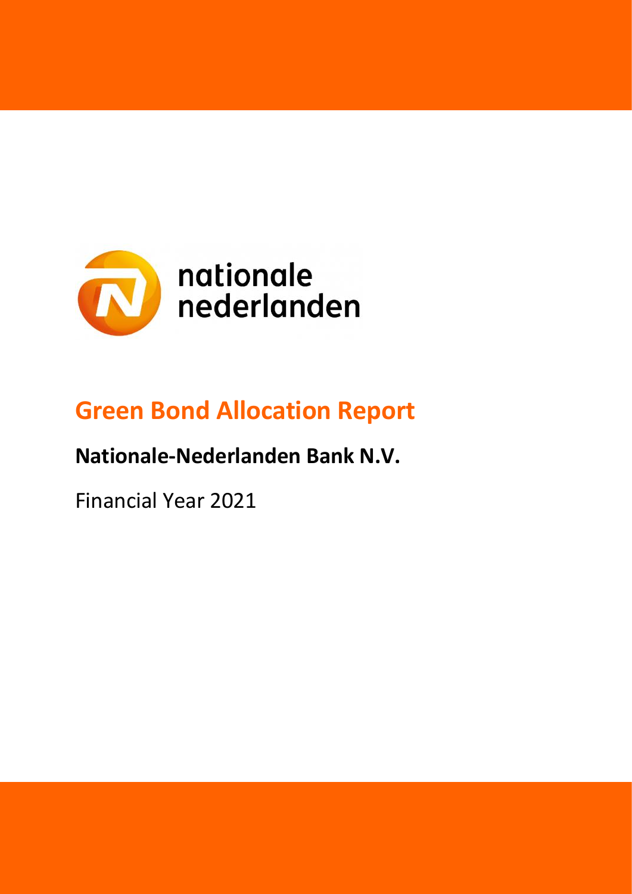nationale nederlanden

# Green Bond Allocation Report

## Nationale-Nederlanden Bank N.V.

Financial Year 2021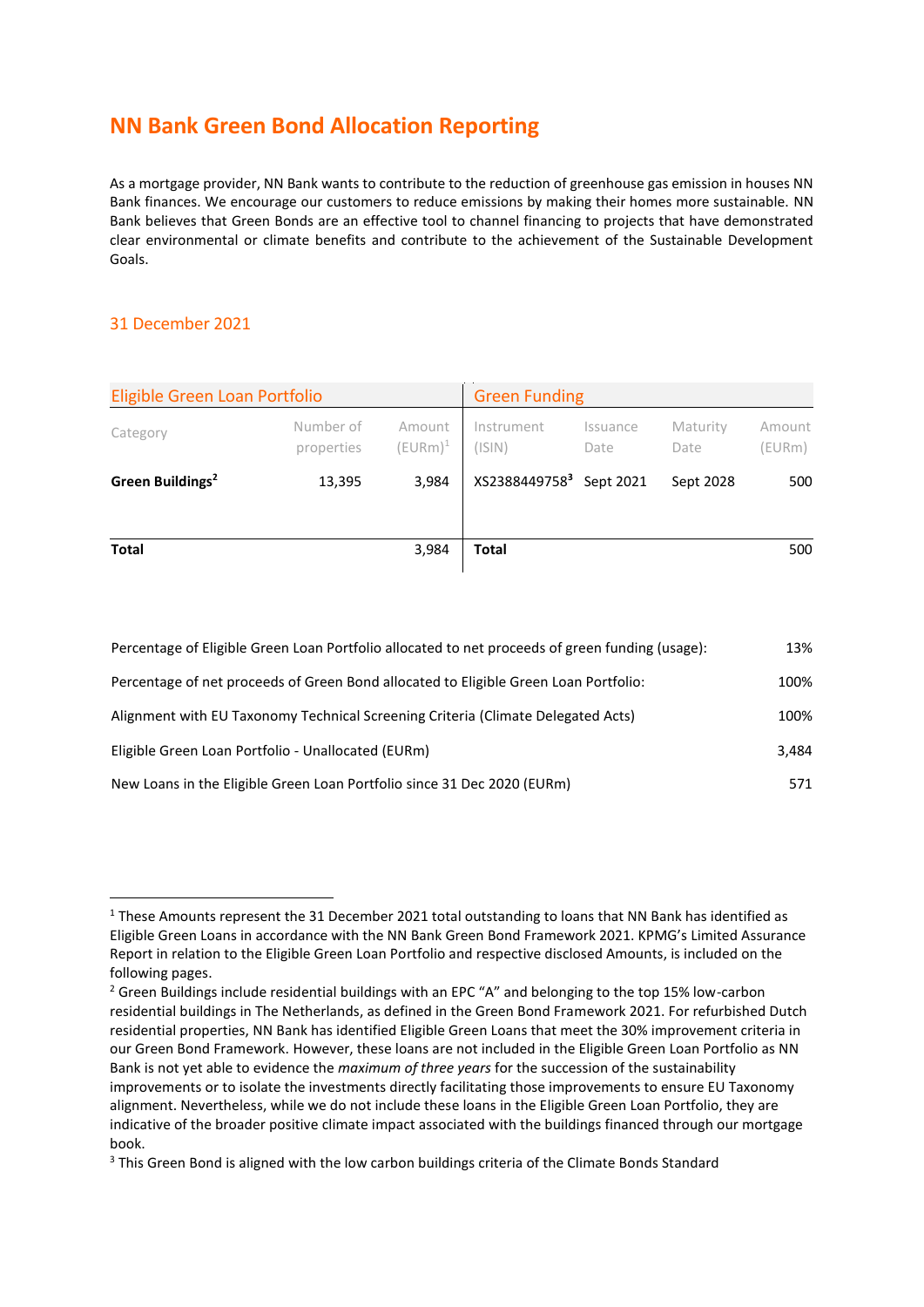# NN Bank Green Bond Allocation Reporting

As a mortgage provider, NN Bank wants to contribute to the reduction of greenhouse gas emission in houses NN Bank finances. We encourage our customers to reduce emissions by making their homes more sustainable. NN Bank believes that Green Bonds are an effective tool to channel financing to projects that have demonstrated clear environmental or climate benefits and contribute to the achievement of the Sustainable Development Goals.

## 31 December 2021

| Eligible Green Loan Portfolio | | | Green Funding | | | |
|---|---|---|---|---|---|---|
| Category | Number of properties | Amount (EURm)[1] | Instrument (ISIN) | Issuance Date | Maturity Date | Amount (EURm) |
| **Green Buildings[2]** | 13,395 | 3,984 | XS2388449758[3] | Sept 2021 | Sept 2028 | 500 |
| **Total** | | 3,984 | **Total** | | | 500 |

| | |
|---|---|
| Percentage of Eligible Green Loan Portfolio allocated to net proceeds of green funding (usage): | 13% |
| Percentage of net proceeds of Green Bond allocated to Eligible Green Loan Portfolio: | 100% |
| Alignment with EU Taxonomy Technical Screening Criteria (Climate Delegated Acts) | 100% |
| Eligible Green Loan Portfolio - Unallocated (EURm) | 3,484 |
| New Loans in the Eligible Green Loan Portfolio since 31 Dec 2020 (EURm) | 571 |

[1] These Amounts represent the 31 December 2021 total outstanding to loans that NN Bank has identified as Eligible Green Loans in accordance with the NN Bank Green Bond Framework 2021. KPMG's Limited Assurance Report in relation to the Eligible Green Loan Portfolio and respective disclosed Amounts, is included on the following pages.

[2] Green Buildings include residential buildings with an EPC "A" and belonging to the top 15% low-carbon residential buildings in The Netherlands, as defined in the Green Bond Framework 2021. For refurbished Dutch residential properties, NN Bank has identified Eligible Green Loans that meet the 30% improvement criteria in our Green Bond Framework. However, these loans are not included in the Eligible Green Loan Portfolio as NN Bank is not yet able to evidence the *maximum of three years* for the succession of the sustainability improvements or to isolate the investments directly facilitating those improvements to ensure EU Taxonomy alignment. Nevertheless, while we do not include these loans in the Eligible Green Loan Portfolio, they are indicative of the broader positive climate impact associated with the buildings financed through our mortgage book.

[3] This Green Bond is aligned with the low carbon buildings criteria of the Climate Bonds Standard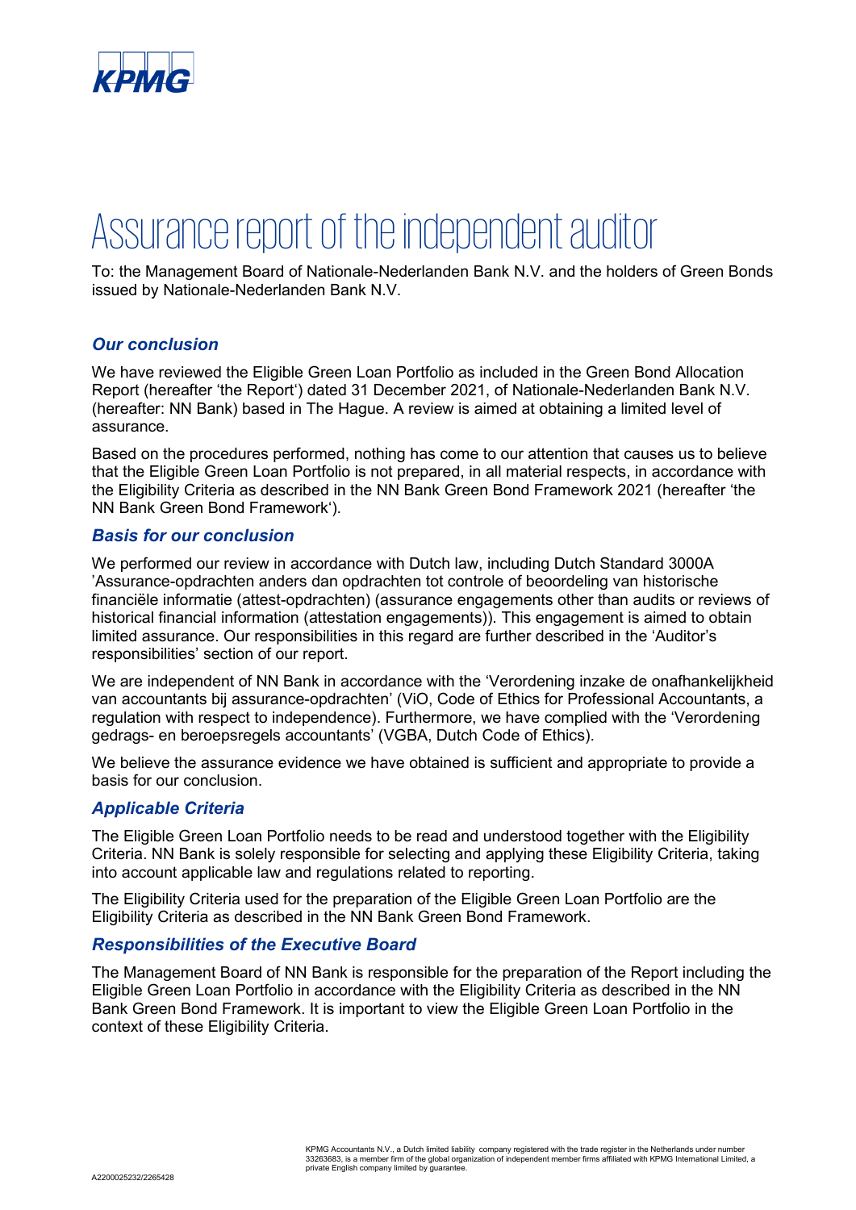# Assurance report of the independent auditor

To: the Management Board of Nationale-Nederlanden Bank N.V. and the holders of Green Bonds issued by Nationale-Nederlanden Bank N.V.

### *Our conclusion*

We have reviewed the Eligible Green Loan Portfolio as included in the Green Bond Allocation Report (hereafter 'the Report') dated 31 December 2021, of Nationale-Nederlanden Bank N.V. (hereafter: NN Bank) based in The Hague. A review is aimed at obtaining a limited level of assurance.

Based on the procedures performed, nothing has come to our attention that causes us to believe that the Eligible Green Loan Portfolio is not prepared, in all material respects, in accordance with the Eligibility Criteria as described in the NN Bank Green Bond Framework 2021 (hereafter 'the NN Bank Green Bond Framework').

### *Basis for our conclusion*

We performed our review in accordance with Dutch law, including Dutch Standard 3000A 'Assurance-opdrachten anders dan opdrachten tot controle of beoordeling van historische financiële informatie (attest-opdrachten) (assurance engagements other than audits or reviews of historical financial information (attestation engagements)). This engagement is aimed to obtain limited assurance. Our responsibilities in this regard are further described in the 'Auditor's responsibilities' section of our report.

We are independent of NN Bank in accordance with the 'Verordening inzake de onafhankelijkheid van accountants bij assurance-opdrachten' (ViO, Code of Ethics for Professional Accountants, a regulation with respect to independence). Furthermore, we have complied with the 'Verordening gedrags- en beroepsregels accountants' (VGBA, Dutch Code of Ethics).

We believe the assurance evidence we have obtained is sufficient and appropriate to provide a basis for our conclusion.

### *Applicable Criteria*

The Eligible Green Loan Portfolio needs to be read and understood together with the Eligibility Criteria. NN Bank is solely responsible for selecting and applying these Eligibility Criteria, taking into account applicable law and regulations related to reporting.

The Eligibility Criteria used for the preparation of the Eligible Green Loan Portfolio are the Eligibility Criteria as described in the NN Bank Green Bond Framework.

### *Responsibilities of the Executive Board*

The Management Board of NN Bank is responsible for the preparation of the Report including the Eligible Green Loan Portfolio in accordance with the Eligibility Criteria as described in the NN Bank Green Bond Framework. It is important to view the Eligible Green Loan Portfolio in the context of these Eligibility Criteria.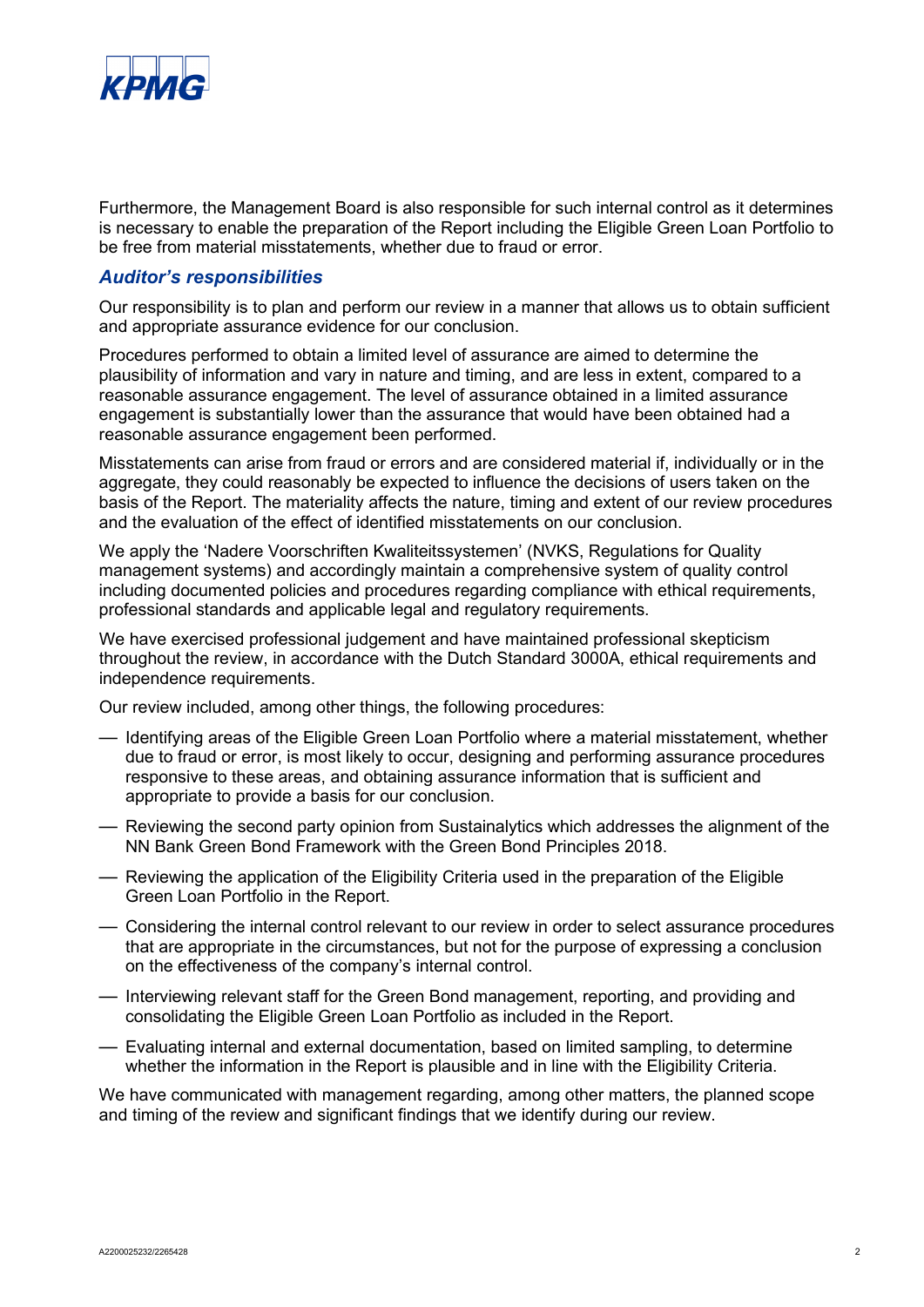Furthermore, the Management Board is also responsible for such internal control as it determines is necessary to enable the preparation of the Report including the Eligible Green Loan Portfolio to be free from material misstatements, whether due to fraud or error.

### *Auditor's responsibilities*

Our responsibility is to plan and perform our review in a manner that allows us to obtain sufficient and appropriate assurance evidence for our conclusion.

Procedures performed to obtain a limited level of assurance are aimed to determine the plausibility of information and vary in nature and timing, and are less in extent, compared to a reasonable assurance engagement. The level of assurance obtained in a limited assurance engagement is substantially lower than the assurance that would have been obtained had a reasonable assurance engagement been performed.

Misstatements can arise from fraud or errors and are considered material if, individually or in the aggregate, they could reasonably be expected to influence the decisions of users taken on the basis of the Report. The materiality affects the nature, timing and extent of our review procedures and the evaluation of the effect of identified misstatements on our conclusion.

We apply the 'Nadere Voorschriften Kwaliteitssystemen' (NVKS, Regulations for Quality management systems) and accordingly maintain a comprehensive system of quality control including documented policies and procedures regarding compliance with ethical requirements, professional standards and applicable legal and regulatory requirements.

We have exercised professional judgement and have maintained professional skepticism throughout the review, in accordance with the Dutch Standard 3000A, ethical requirements and independence requirements.

Our review included, among other things, the following procedures:

- Identifying areas of the Eligible Green Loan Portfolio where a material misstatement, whether due to fraud or error, is most likely to occur, designing and performing assurance procedures responsive to these areas, and obtaining assurance information that is sufficient and appropriate to provide a basis for our conclusion.
- Reviewing the second party opinion from Sustainalytics which addresses the alignment of the NN Bank Green Bond Framework with the Green Bond Principles 2018.
- Reviewing the application of the Eligibility Criteria used in the preparation of the Eligible Green Loan Portfolio in the Report.
- Considering the internal control relevant to our review in order to select assurance procedures that are appropriate in the circumstances, but not for the purpose of expressing a conclusion on the effectiveness of the company's internal control.
- Interviewing relevant staff for the Green Bond management, reporting, and providing and consolidating the Eligible Green Loan Portfolio as included in the Report.
- Evaluating internal and external documentation, based on limited sampling, to determine whether the information in the Report is plausible and in line with the Eligibility Criteria.

We have communicated with management regarding, among other matters, the planned scope and timing of the review and significant findings that we identify during our review.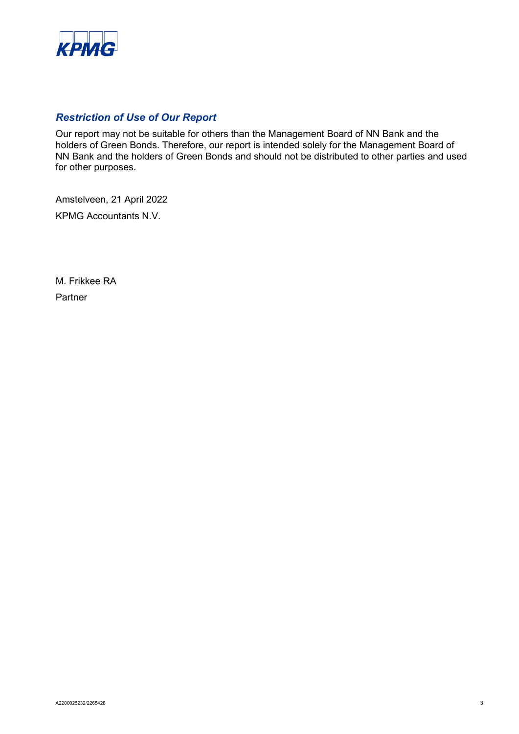### *Restriction of Use of Our Report*

Our report may not be suitable for others than the Management Board of NN Bank and the holders of Green Bonds. Therefore, our report is intended solely for the Management Board of NN Bank and the holders of Green Bonds and should not be distributed to other parties and used for other purposes.

Amstelveen, 21 April 2022

KPMG Accountants N.V.

M. Frikkee RA

Partner

A2200025232/2265428